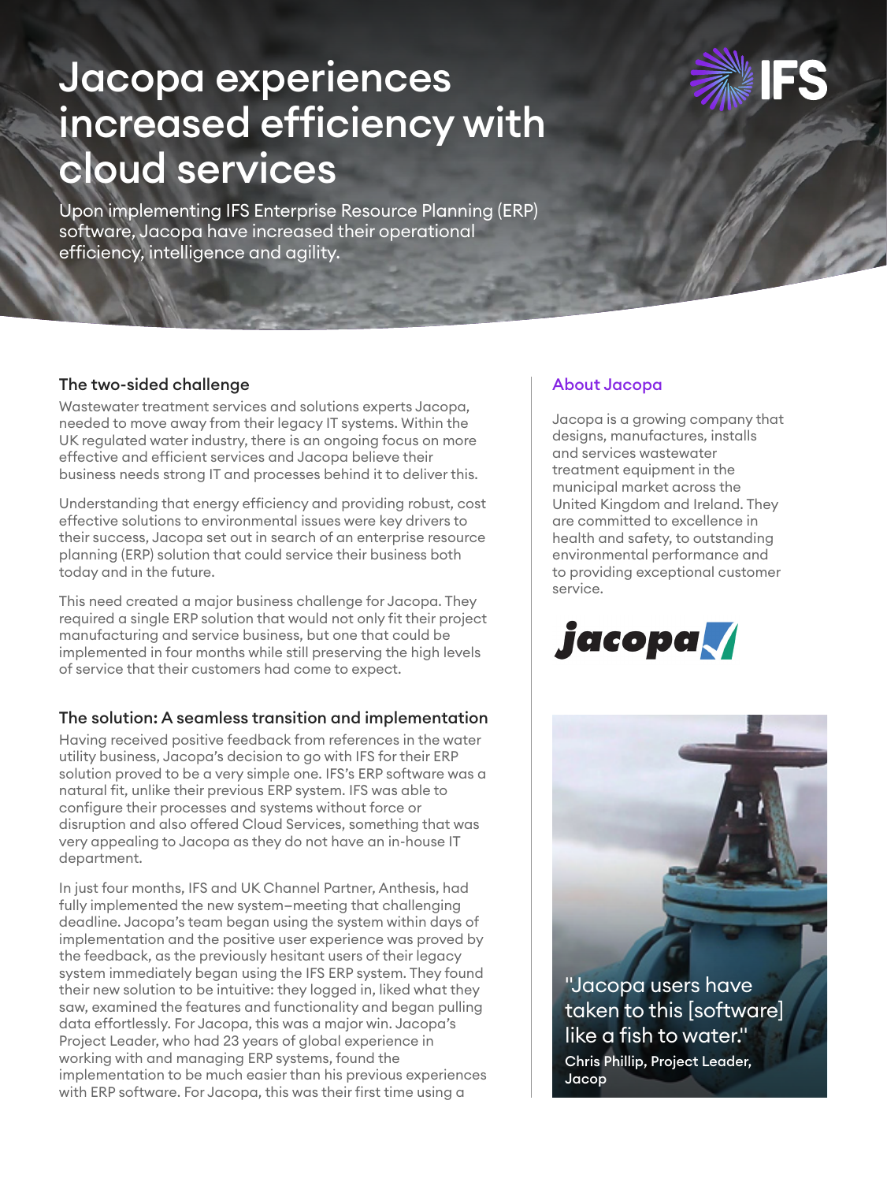# Jacopa experiences increased efficiency with cloud services

Upon implementing IFS Enterprise Resource Planning (ERP) software, Jacopa have increased their operational efficiency, intelligence and agility.

## The two-sided challenge

Wastewater treatment services and solutions experts Jacopa, needed to move away from their legacy IT systems. Within the UK regulated water industry, there is an ongoing focus on more effective and efficient services and Jacopa believe their business needs strong IT and processes behind it to deliver this.

Understanding that energy efficiency and providing robust, cost effective solutions to environmental issues were key drivers to their success, Jacopa set out in search of an enterprise resource planning (ERP) solution that could service their business both today and in the future.

This need created a major business challenge for Jacopa. They required a single ERP solution that would not only fit their project manufacturing and service business, but one that could be implemented in four months while still preserving the high levels of service that their customers had come to expect.

## The solution: A seamless transition and implementation

Having received positive feedback from references in the water utility business, Jacopa's decision to go with IFS for their ERP solution proved to be a very simple one. IFS's ERP software was a natural fit, unlike their previous ERP system. IFS was able to configure their processes and systems without force or disruption and also offered Cloud Services, something that was very appealing to Jacopa as they do not have an in-house IT department.

In just four months, IFS and UK Channel Partner, Anthesis, had fully implemented the new system–meeting that challenging deadline. Jacopa's team began using the system within days of implementation and the positive user experience was proved by the feedback, as the previously hesitant users of their legacy system immediately began using the IFS ERP system. They found their new solution to be intuitive: they logged in, liked what they saw, examined the features and functionality and began pulling data effortlessly. For Jacopa, this was a major win. Jacopa's Project Leader, who had 23 years of global experience in working with and managing ERP systems, found the implementation to be much easier than his previous experiences with ERP software. For Jacopa, this was their first time using a

## About Jacopa

Jacopa is a growing company that designs, manufactures, installs and services wastewater treatment equipment in the municipal market across the United Kingdom and Ireland. They are committed to excellence in health and safety, to outstanding environmental performance and to providing exceptional customer service.

"Jacopa users have taken to this [software] like a fish to water."

**Chris Phillip, Project Leader, Jacop**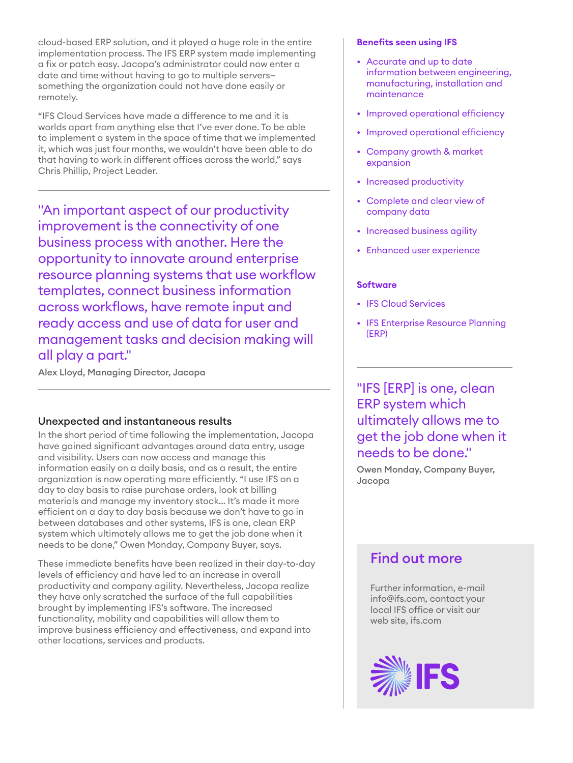cloud-based ERP solution, and it played a huge role in the entire implementation process. The IFS ERP system made implementing a fix or patch easy. Jacopa's administrator could now enter a date and time without having to go to multiple servers–something the organization could not have done easily or remotely.

"IFS Cloud Services have made a difference to me and it is worlds apart from anything else that I've ever done. To be able to implement a system in the space of time that we implemented it, which was just four months, we wouldn't have been able to do that having to work in different offices across the world," says Chris Phillip, Project Leader.

> "An important aspect of our productivity improvement is the connectivity of one business process with another. Here the opportunity to innovate around enterprise resource planning systems that use workflow templates, connect business information across workflows, have remote input and ready access and use of data for user and management tasks and decision making will all play a part."
>
> **Alex Lloyd, Managing Director, Jacopa**

## Unexpected and instantaneous results

In the short period of time following the implementation, Jacopa have gained significant advantages around data entry, usage and visibility. Users can now access and manage this information easily on a daily basis, and as a result, the entire organization is now operating more efficiently. "I use IFS on a day to day basis to raise purchase orders, look at billing materials and manage my inventory stock... It's made it more efficient on a day to day basis because we don't have to go in between databases and other systems, IFS is one, clean ERP system which ultimately allows me to get the job done when it needs to be done," Owen Monday, Company Buyer, says.

These immediate benefits have been realized in their day-to-day levels of efficiency and have led to an increase in overall productivity and company agility. Nevertheless, Jacopa realize they have only scratched the surface of the full capabilities brought by implementing IFS's software. The increased functionality, mobility and capabilities will allow them to improve business efficiency and effectiveness, and expand into other locations, services and products.

### Benefits seen using IFS

- Accurate and up to date information between engineering, manufacturing, installation and maintenance
- Improved operational efficiency
- Improved operational efficiency
- Company growth & market expansion
- Increased productivity
- Complete and clear view of company data
- Increased business agility
- Enhanced user experience

### Software

- IFS Cloud Services
- IFS Enterprise Resource Planning (ERP)

> "IFS [ERP] is one, clean ERP system which ultimately allows me to get the job done when it needs to be done."
>
> **Owen Monday, Company Buyer, Jacopa**

## Find out more

Further information, e-mail info@ifs.com, contact your local IFS office or visit our web site, ifs.com

IFS